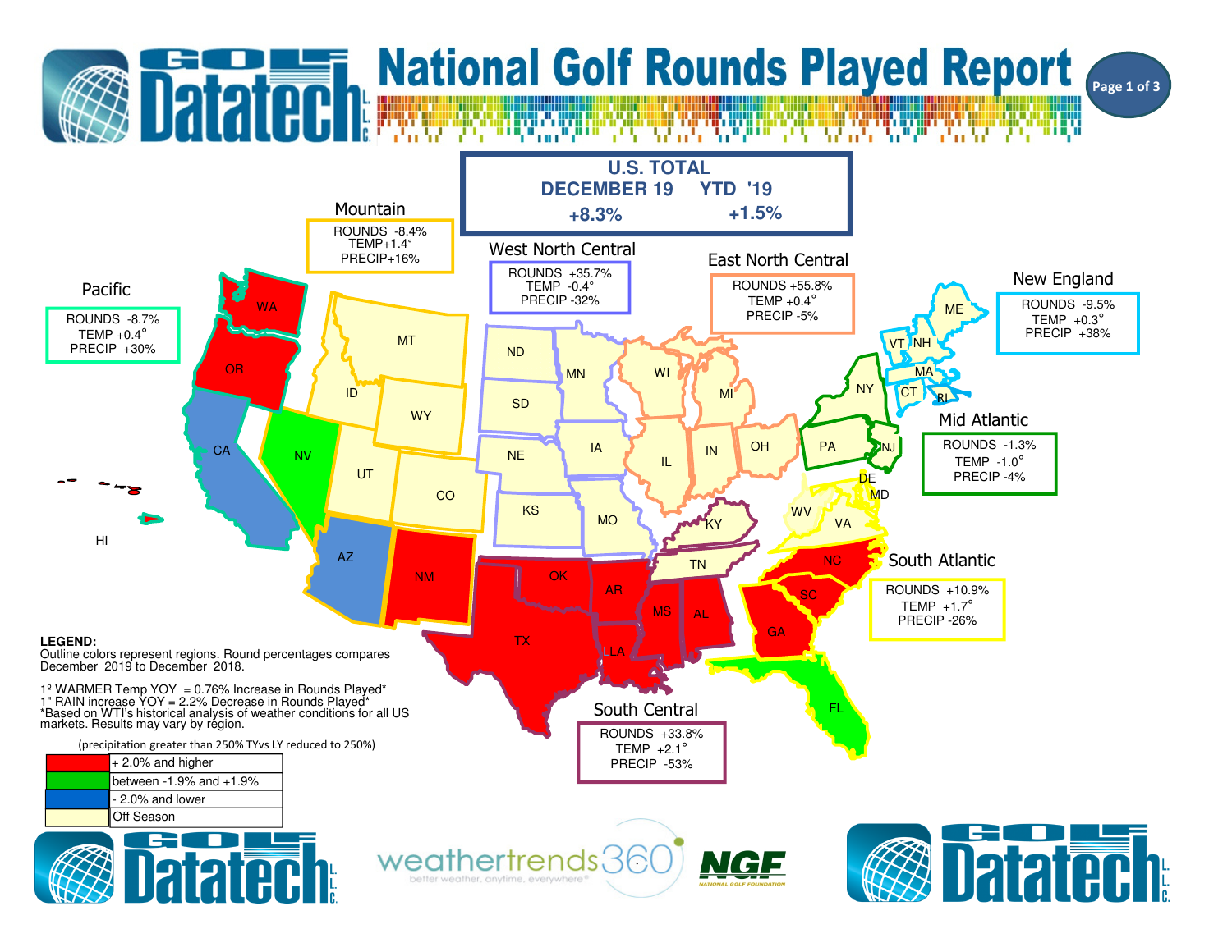# National Golf Rounds Played Report

## U.S. TOTAL

| DECEMBER 19 | YTD '19 |
|---|---|
| +8.3% | +1.5% |

### Mountain
ROUNDS -8.4%
TEMP +1.4°
PRECIP +16%

### West North Central
ROUNDS +35.7%
TEMP -0.4°
PRECIP -32%

### East North Central
ROUNDS +55.8%
TEMP +0.4°
PRECIP -5%

### New England
ROUNDS -9.5%
TEMP +0.3°
PRECIP +38%

### Pacific
ROUNDS -8.7%
TEMP +0.4°
PRECIP +30%

### Mid Atlantic
ROUNDS -1.3%
TEMP -1.0°
PRECIP -4%

### South Atlantic
ROUNDS +10.9%
TEMP +1.7°
PRECIP -26%

### South Central
ROUNDS +33.8%
TEMP +2.1°
PRECIP -53%

WA, OR, CA, NV, HI, ID, MT, WY, UT, CO, AZ, NM, ND, SD, NE, KS, MN, IA, MO, WI, MI, IL, IN, OH, KY, TN, OK, TX, AR, LA, MS, AL, GA, FL, SC, NC, VA, WV, MD, DE, PA, NJ, NY, CT, RI, MA, VT, NH, ME

**LEGEND:**
Outline colors represent regions. Round percentages compares December 2019 to December 2018.

1º WARMER Temp YOY = 0.76% Increase in Rounds Played*
1" RAIN increase YOY = 2.2% Decrease in Rounds Played*
*Based on WTI's historical analysis of weather conditions for all US markets. Results may vary by region.

(precipitation greater than 250% TYvs LY reduced to 250%)

| Color | Meaning |
|---|---|
| Red | + 2.0% and higher |
| Green | between -1.9% and +1.9% |
| Blue | - 2.0% and lower |
| Light yellow | Off Season |

weathertrends360 — better weather, anytime, everywhere®

NGF — NATIONAL GOLF FOUNDATION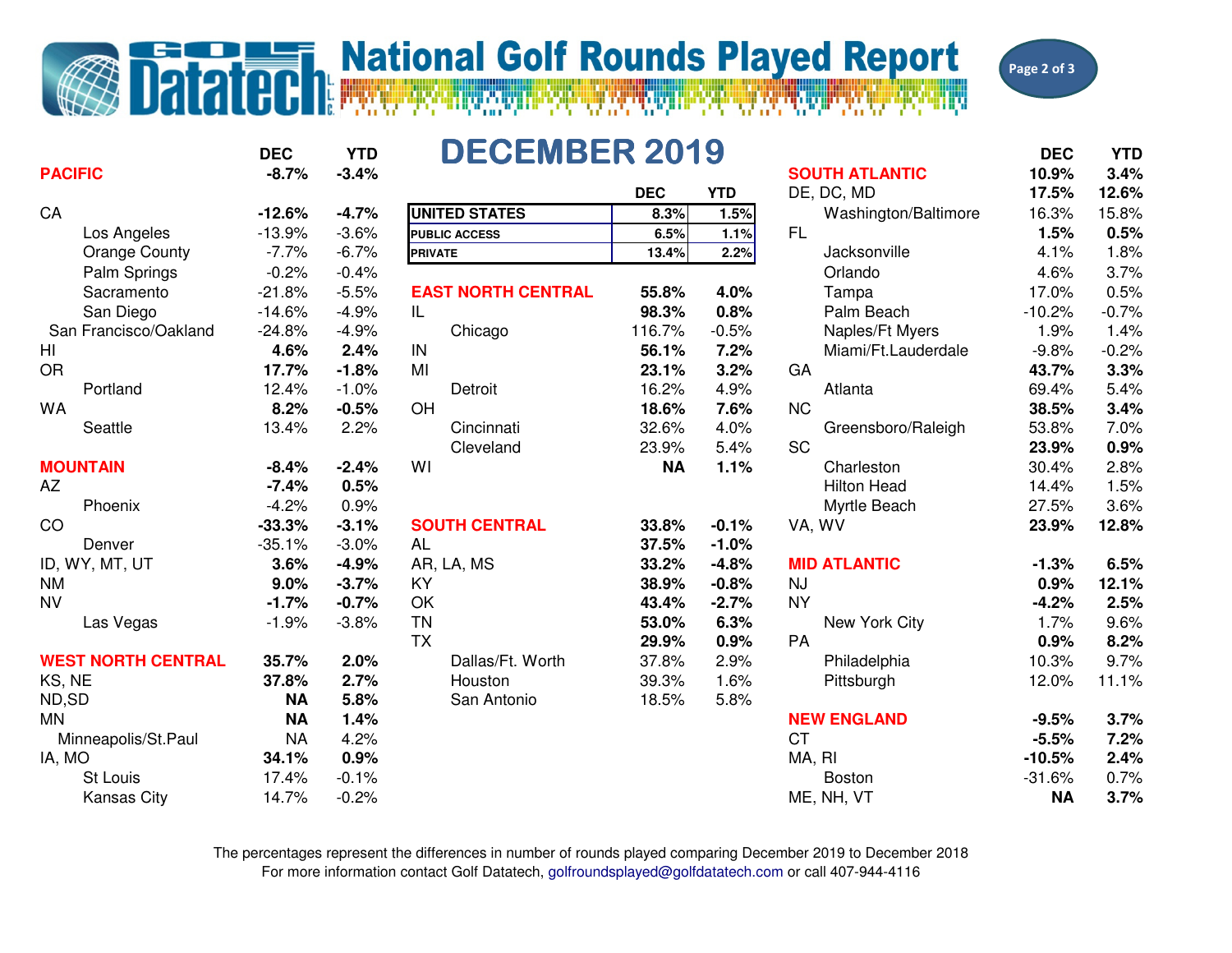# National Golf Rounds Played Report

## DECEMBER 2019

| | DEC | YTD |
|---|---|---|
| **UNITED STATES** | 8.3% | 1.5% |
| **PUBLIC ACCESS** | 6.5% | 1.1% |
| **PRIVATE** | 13.4% | 2.2% |

| | DEC | YTD |
|---|---|---|
| **PACIFIC** | **-8.7%** | **-3.4%** |
| CA | **-12.6%** | **-4.7%** |
| Los Angeles | -13.9% | -3.6% |
| Orange County | -7.7% | -6.7% |
| Palm Springs | -0.2% | -0.4% |
| Sacramento | -21.8% | -5.5% |
| San Diego | -14.6% | -4.9% |
| San Francisco/Oakland | -24.8% | -4.9% |
| HI | **4.6%** | **2.4%** |
| OR | **17.7%** | **-1.8%** |
| Portland | 12.4% | -1.0% |
| WA | **8.2%** | **-0.5%** |
| Seattle | 13.4% | 2.2% |
| **MOUNTAIN** | **-8.4%** | **-2.4%** |
| AZ | **-7.4%** | **0.5%** |
| Phoenix | -4.2% | 0.9% |
| CO | **-33.3%** | **-3.1%** |
| Denver | -35.1% | -3.0% |
| ID, WY, MT, UT | **3.6%** | **-4.9%** |
| NM | **9.0%** | **-3.7%** |
| NV | **-1.7%** | **-0.7%** |
| Las Vegas | -1.9% | -3.8% |
| **WEST NORTH CENTRAL** | **35.7%** | **2.0%** |
| KS, NE | **37.8%** | **2.7%** |
| ND,SD | **NA** | **5.8%** |
| MN | **NA** | **1.4%** |
| Minneapolis/St.Paul | NA | 4.2% |
| IA, MO | **34.1%** | **0.9%** |
| St Louis | 17.4% | -0.1% |
| Kansas City | 14.7% | -0.2% |

| | DEC | YTD |
|---|---|---|
| **EAST NORTH CENTRAL** | **55.8%** | **4.0%** |
| IL | **98.3%** | **0.8%** |
| Chicago | 116.7% | -0.5% |
| IN | **56.1%** | **7.2%** |
| MI | **23.1%** | **3.2%** |
| Detroit | 16.2% | 4.9% |
| OH | **18.6%** | **7.6%** |
| Cincinnati | 32.6% | 4.0% |
| Cleveland | 23.9% | 5.4% |
| WI | **NA** | **1.1%** |
| **SOUTH CENTRAL** | **33.8%** | **-0.1%** |
| AL | **37.5%** | **-1.0%** |
| AR, LA, MS | **33.2%** | **-4.8%** |
| KY | **38.9%** | **-0.8%** |
| OK | **43.4%** | **-2.7%** |
| TN | **53.0%** | **6.3%** |
| TX | **29.9%** | **0.9%** |
| Dallas/Ft. Worth | 37.8% | 2.9% |
| Houston | 39.3% | 1.6% |
| San Antonio | 18.5% | 5.8% |

| | DEC | YTD |
|---|---|---|
| **SOUTH ATLANTIC** | **10.9%** | **3.4%** |
| DE, DC, MD | **17.5%** | **12.6%** |
| Washington/Baltimore | 16.3% | 15.8% |
| FL | **1.5%** | **0.5%** |
| Jacksonville | 4.1% | 1.8% |
| Orlando | 4.6% | 3.7% |
| Tampa | 17.0% | 0.5% |
| Palm Beach | -10.2% | -0.7% |
| Naples/Ft Myers | 1.9% | 1.4% |
| Miami/Ft.Lauderdale | -9.8% | -0.2% |
| GA | **43.7%** | **3.3%** |
| Atlanta | 69.4% | 5.4% |
| NC | **38.5%** | **3.4%** |
| Greensboro/Raleigh | 53.8% | 7.0% |
| SC | **23.9%** | **0.9%** |
| Charleston | 30.4% | 2.8% |
| Hilton Head | 14.4% | 1.5% |
| Myrtle Beach | 27.5% | 3.6% |
| VA, WV | **23.9%** | **12.8%** |
| **MID ATLANTIC** | **-1.3%** | **6.5%** |
| NJ | **0.9%** | **12.1%** |
| NY | **-4.2%** | **2.5%** |
| New York City | 1.7% | 9.6% |
| PA | **0.9%** | **8.2%** |
| Philadelphia | 10.3% | 9.7% |
| Pittsburgh | 12.0% | 11.1% |
| **NEW ENGLAND** | **-9.5%** | **3.7%** |
| CT | **-5.5%** | **7.2%** |
| MA, RI | **-10.5%** | **2.4%** |
| Boston | -31.6% | 0.7% |
| ME, NH, VT | **NA** | **3.7%** |

The percentages represent the differences in number of rounds played comparing December 2019 to December 2018

For more information contact Golf Datatech, golfroundsplayed@golfdatatech.com or call 407-944-4116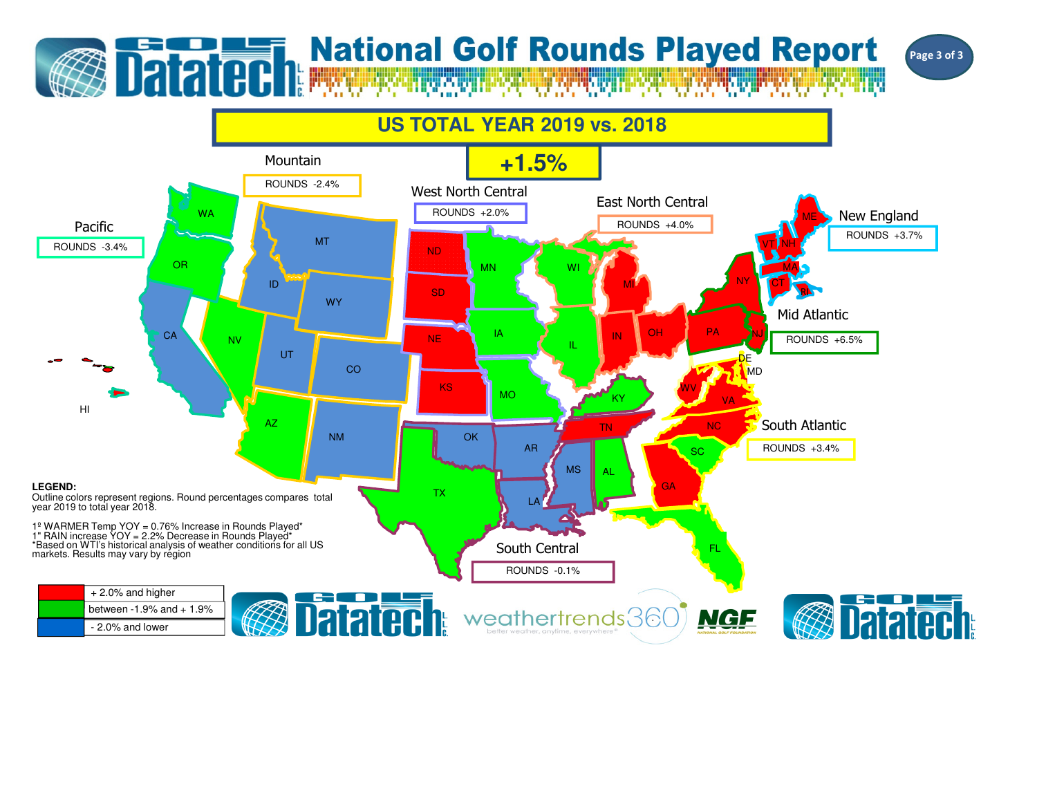# National Golf Rounds Played Report

## US TOTAL YEAR 2019 vs. 2018

**+1.5%**

Pacific
ROUNDS -3.4%

Mountain
ROUNDS -2.4%

West North Central
ROUNDS +2.0%

East North Central
ROUNDS +4.0%

New England
ROUNDS +3.7%

Mid Atlantic
ROUNDS +6.5%

South Atlantic
ROUNDS +3.4%

South Central
ROUNDS -0.1%

WA, OR, CA, HI, NV, ID, MT, WY, UT, CO, AZ, NM, ND, SD, NE, KS, MN, IA, MO, WI, IL, MI, IN, OH, KY, TN, AL, MS, AR, LA, OK, TX, ME, VT, NH, MA, CT, RI, NY, PA, NJ, DE, MD, WV, VA, NC, SC, GA, FL

**LEGEND:**

Outline colors represent regions. Round percentages compares total year 2019 to total year 2018.

1º WARMER Temp YOY = 0.76% Increase in Rounds Played*
1" RAIN increase YOY = 2.2% Decrease in Rounds Played*
*Based on WTI's historical analysis of weather conditions for all US markets. Results may vary by region

+ 2.0% and higher
between -1.9% and + 1.9%
- 2.0% and lower

weathertrends360 better weather, anytime, everywhere

NGF NATIONAL GOLF FOUNDATION